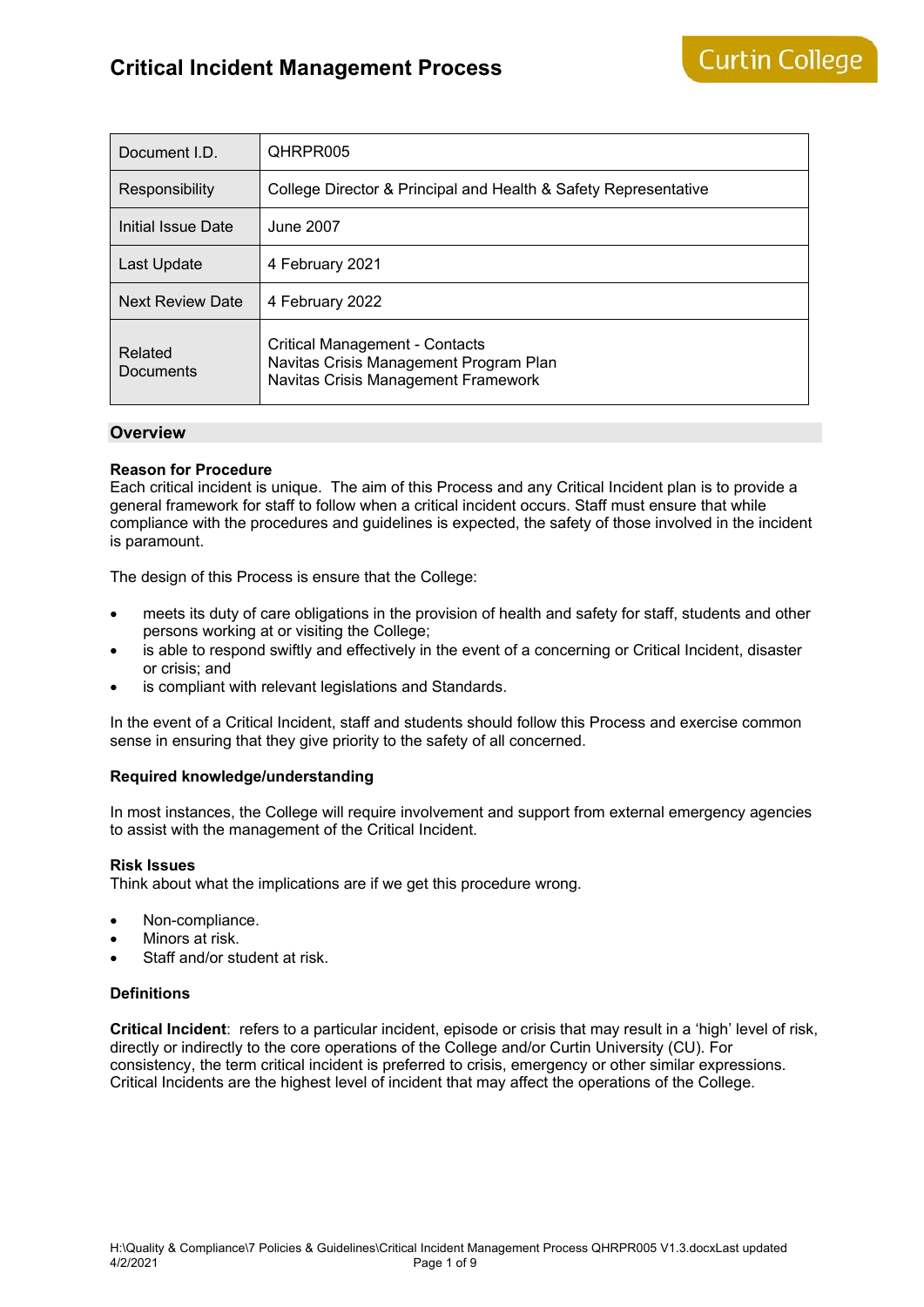# Critical Incident Management Process

Curtin College

| Document I.D. | QHRPR005 |
|---|---|
| Responsibility | College Director & Principal and Health & Safety Representative |
| Initial Issue Date | June 2007 |
| Last Update | 4 February 2021 |
| Next Review Date | 4 February 2022 |
| Related Documents | Critical Management - Contacts<br>Navitas Crisis Management Program Plan<br>Navitas Crisis Management Framework |

## Overview

### Reason for Procedure

Each critical incident is unique. The aim of this Process and any Critical Incident plan is to provide a general framework for staff to follow when a critical incident occurs. Staff must ensure that while compliance with the procedures and guidelines is expected, the safety of those involved in the incident is paramount.

The design of this Process is ensure that the College:

- meets its duty of care obligations in the provision of health and safety for staff, students and other persons working at or visiting the College;
- is able to respond swiftly and effectively in the event of a concerning or Critical Incident, disaster or crisis; and
- is compliant with relevant legislations and Standards.

In the event of a Critical Incident, staff and students should follow this Process and exercise common sense in ensuring that they give priority to the safety of all concerned.

### Required knowledge/understanding

In most instances, the College will require involvement and support from external emergency agencies to assist with the management of the Critical Incident.

### Risk Issues

Think about what the implications are if we get this procedure wrong.

- Non-compliance.
- Minors at risk.
- Staff and/or student at risk.

### Definitions

**Critical Incident**: refers to a particular incident, episode or crisis that may result in a 'high' level of risk, directly or indirectly to the core operations of the College and/or Curtin University (CU). For consistency, the term critical incident is preferred to crisis, emergency or other similar expressions. Critical Incidents are the highest level of incident that may affect the operations of the College.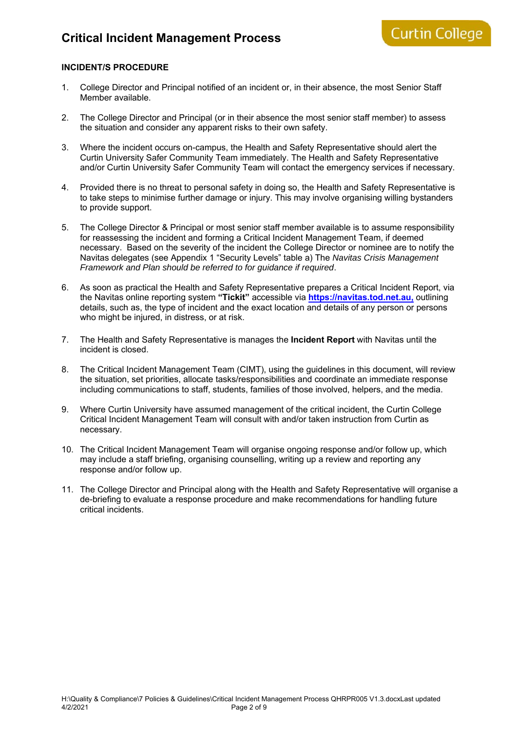**INCIDENT/S PROCEDURE**

1. College Director and Principal notified of an incident or, in their absence, the most Senior Staff Member available.

2. The College Director and Principal (or in their absence the most senior staff member) to assess the situation and consider any apparent risks to their own safety.

3. Where the incident occurs on-campus, the Health and Safety Representative should alert the Curtin University Safer Community Team immediately. The Health and Safety Representative and/or Curtin University Safer Community Team will contact the emergency services if necessary.

4. Provided there is no threat to personal safety in doing so, the Health and Safety Representative is to take steps to minimise further damage or injury. This may involve organising willing bystanders to provide support.

5. The College Director & Principal or most senior staff member available is to assume responsibility for reassessing the incident and forming a Critical Incident Management Team, if deemed necessary. Based on the severity of the incident the College Director or nominee are to notify the Navitas delegates (see Appendix 1 "Security Levels" table a) The *Navitas Crisis Management Framework and Plan should be referred to for guidance if required*.

6. As soon as practical the Health and Safety Representative prepares a Critical Incident Report, via the Navitas online reporting system **"Tickit"** accessible via **https://navitas.tod.net.au,** outlining details, such as, the type of incident and the exact location and details of any person or persons who might be injured, in distress, or at risk.

7. The Health and Safety Representative is manages the **Incident Report** with Navitas until the incident is closed.

8. The Critical Incident Management Team (CIMT), using the guidelines in this document, will review the situation, set priorities, allocate tasks/responsibilities and coordinate an immediate response including communications to staff, students, families of those involved, helpers, and the media.

9. Where Curtin University have assumed management of the critical incident, the Curtin College Critical Incident Management Team will consult with and/or taken instruction from Curtin as necessary.

10. The Critical Incident Management Team will organise ongoing response and/or follow up, which may include a staff briefing, organising counselling, writing up a review and reporting any response and/or follow up.

11. The College Director and Principal along with the Health and Safety Representative will organise a de-briefing to evaluate a response procedure and make recommendations for handling future critical incidents.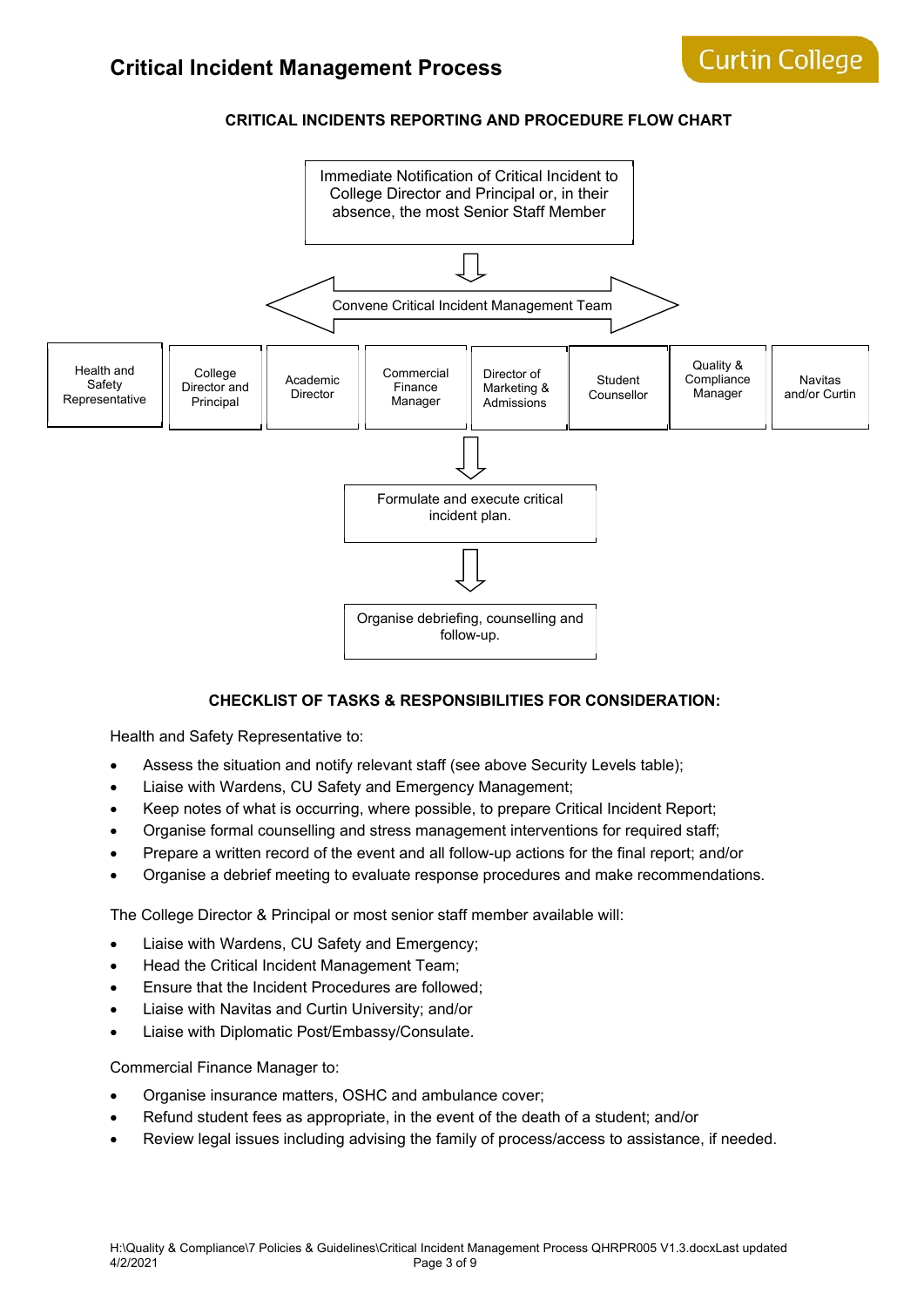# Critical Incident Management Process

## CRITICAL INCIDENTS REPORTING AND PROCEDURE FLOW CHART

Immediate Notification of Critical Incident to College Director and Principal or, in their absence, the most Senior Staff Member

↓

Convene Critical Incident Management Team

| Health and Safety Representative | College Director and Principal | Academic Director | Commercial Finance Manager | Director of Marketing & Admissions | Student Counsellor | Quality & Compliance Manager | Navitas and/or Curtin |
|---|---|---|---|---|---|---|---|

↓

Formulate and execute critical incident plan.

↓

Organise debriefing, counselling and follow-up.

## CHECKLIST OF TASKS & RESPONSIBILITIES FOR CONSIDERATION:

Health and Safety Representative to:

- Assess the situation and notify relevant staff (see above Security Levels table);
- Liaise with Wardens, CU Safety and Emergency Management;
- Keep notes of what is occurring, where possible, to prepare Critical Incident Report;
- Organise formal counselling and stress management interventions for required staff;
- Prepare a written record of the event and all follow-up actions for the final report; and/or
- Organise a debrief meeting to evaluate response procedures and make recommendations.

The College Director & Principal or most senior staff member available will:

- Liaise with Wardens, CU Safety and Emergency;
- Head the Critical Incident Management Team;
- Ensure that the Incident Procedures are followed;
- Liaise with Navitas and Curtin University; and/or
- Liaise with Diplomatic Post/Embassy/Consulate.

Commercial Finance Manager to:

- Organise insurance matters, OSHC and ambulance cover;
- Refund student fees as appropriate, in the event of the death of a student; and/or
- Review legal issues including advising the family of process/access to assistance, if needed.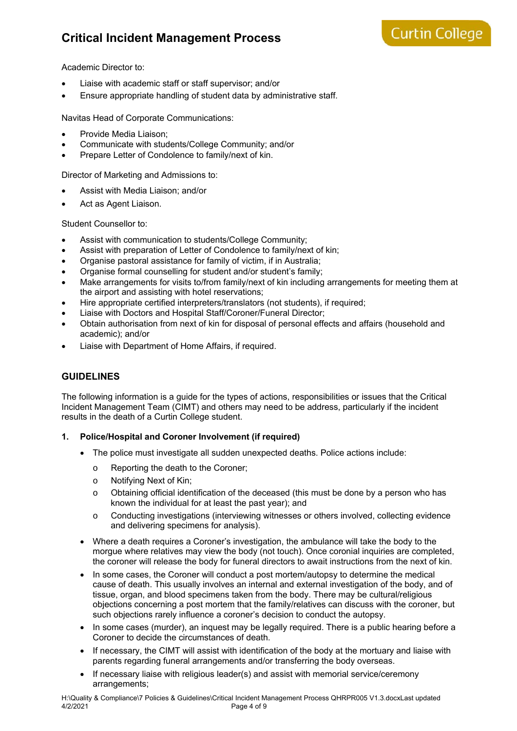Academic Director to:

- Liaise with academic staff or staff supervisor; and/or
- Ensure appropriate handling of student data by administrative staff.

Navitas Head of Corporate Communications:

- Provide Media Liaison;
- Communicate with students/College Community; and/or
- Prepare Letter of Condolence to family/next of kin.

Director of Marketing and Admissions to:

- Assist with Media Liaison; and/or
- Act as Agent Liaison.

Student Counsellor to:

- Assist with communication to students/College Community;
- Assist with preparation of Letter of Condolence to family/next of kin;
- Organise pastoral assistance for family of victim, if in Australia;
- Organise formal counselling for student and/or student's family;
- Make arrangements for visits to/from family/next of kin including arrangements for meeting them at the airport and assisting with hotel reservations;
- Hire appropriate certified interpreters/translators (not students), if required;
- Liaise with Doctors and Hospital Staff/Coroner/Funeral Director;
- Obtain authorisation from next of kin for disposal of personal effects and affairs (household and academic); and/or
- Liaise with Department of Home Affairs, if required.

## GUIDELINES

The following information is a guide for the types of actions, responsibilities or issues that the Critical Incident Management Team (CIMT) and others may need to be address, particularly if the incident results in the death of a Curtin College student.

### 1. Police/Hospital and Coroner Involvement (if required)

- The police must investigate all sudden unexpected deaths. Police actions include:
  - Reporting the death to the Coroner;
  - Notifying Next of Kin;
  - Obtaining official identification of the deceased (this must be done by a person who has known the individual for at least the past year); and
  - Conducting investigations (interviewing witnesses or others involved, collecting evidence and delivering specimens for analysis).
- Where a death requires a Coroner's investigation, the ambulance will take the body to the morgue where relatives may view the body (not touch). Once coronial inquiries are completed, the coroner will release the body for funeral directors to await instructions from the next of kin.
- In some cases, the Coroner will conduct a post mortem/autopsy to determine the medical cause of death. This usually involves an internal and external investigation of the body, and of tissue, organ, and blood specimens taken from the body. There may be cultural/religious objections concerning a post mortem that the family/relatives can discuss with the coroner, but such objections rarely influence a coroner's decision to conduct the autopsy.
- In some cases (murder), an inquest may be legally required. There is a public hearing before a Coroner to decide the circumstances of death.
- If necessary, the CIMT will assist with identification of the body at the mortuary and liaise with parents regarding funeral arrangements and/or transferring the body overseas.
- If necessary liaise with religious leader(s) and assist with memorial service/ceremony arrangements;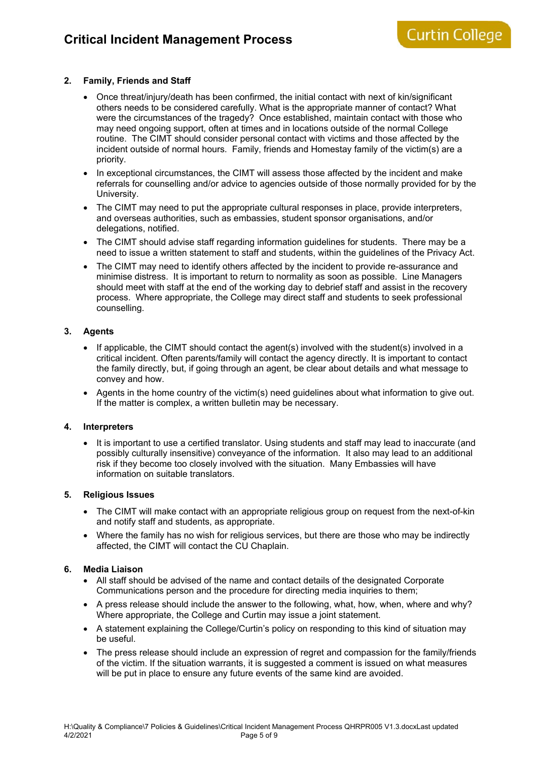## 2. Family, Friends and Staff

- Once threat/injury/death has been confirmed, the initial contact with next of kin/significant others needs to be considered carefully. What is the appropriate manner of contact? What were the circumstances of the tragedy? Once established, maintain contact with those who may need ongoing support, often at times and in locations outside of the normal College routine. The CIMT should consider personal contact with victims and those affected by the incident outside of normal hours. Family, friends and Homestay family of the victim(s) are a priority.
- In exceptional circumstances, the CIMT will assess those affected by the incident and make referrals for counselling and/or advice to agencies outside of those normally provided for by the University.
- The CIMT may need to put the appropriate cultural responses in place, provide interpreters, and overseas authorities, such as embassies, student sponsor organisations, and/or delegations, notified.
- The CIMT should advise staff regarding information guidelines for students. There may be a need to issue a written statement to staff and students, within the guidelines of the Privacy Act.
- The CIMT may need to identify others affected by the incident to provide re-assurance and minimise distress. It is important to return to normality as soon as possible. Line Managers should meet with staff at the end of the working day to debrief staff and assist in the recovery process. Where appropriate, the College may direct staff and students to seek professional counselling.

## 3. Agents

- If applicable, the CIMT should contact the agent(s) involved with the student(s) involved in a critical incident. Often parents/family will contact the agency directly. It is important to contact the family directly, but, if going through an agent, be clear about details and what message to convey and how.
- Agents in the home country of the victim(s) need guidelines about what information to give out. If the matter is complex, a written bulletin may be necessary.

## 4. Interpreters

- It is important to use a certified translator. Using students and staff may lead to inaccurate (and possibly culturally insensitive) conveyance of the information. It also may lead to an additional risk if they become too closely involved with the situation. Many Embassies will have information on suitable translators.

## 5. Religious Issues

- The CIMT will make contact with an appropriate religious group on request from the next-of-kin and notify staff and students, as appropriate.
- Where the family has no wish for religious services, but there are those who may be indirectly affected, the CIMT will contact the CU Chaplain.

## 6. Media Liaison

- All staff should be advised of the name and contact details of the designated Corporate Communications person and the procedure for directing media inquiries to them;
- A press release should include the answer to the following, what, how, when, where and why? Where appropriate, the College and Curtin may issue a joint statement.
- A statement explaining the College/Curtin's policy on responding to this kind of situation may be useful.
- The press release should include an expression of regret and compassion for the family/friends of the victim. If the situation warrants, it is suggested a comment is issued on what measures will be put in place to ensure any future events of the same kind are avoided.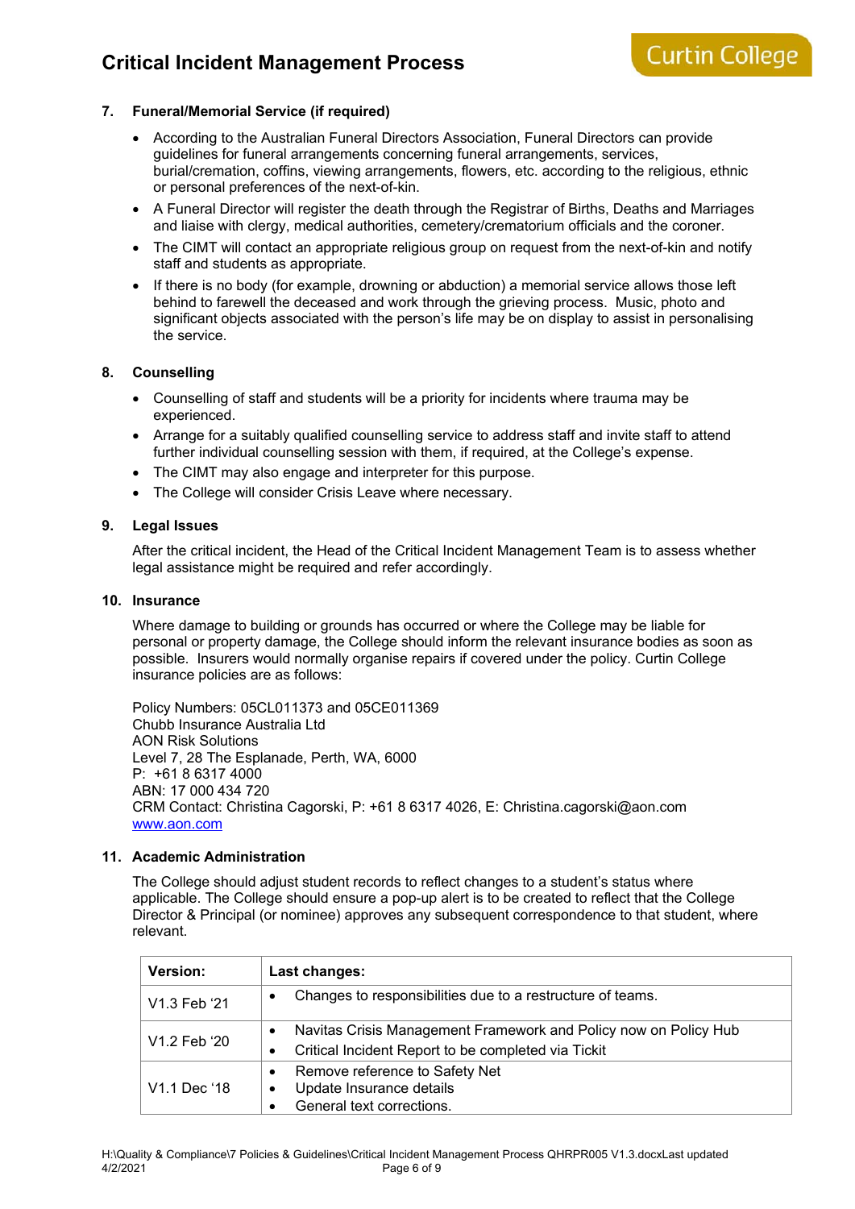## 7. Funeral/Memorial Service (if required)

- According to the Australian Funeral Directors Association, Funeral Directors can provide guidelines for funeral arrangements concerning funeral arrangements, services, burial/cremation, coffins, viewing arrangements, flowers, etc. according to the religious, ethnic or personal preferences of the next-of-kin.
- A Funeral Director will register the death through the Registrar of Births, Deaths and Marriages and liaise with clergy, medical authorities, cemetery/crematorium officials and the coroner.
- The CIMT will contact an appropriate religious group on request from the next-of-kin and notify staff and students as appropriate.
- If there is no body (for example, drowning or abduction) a memorial service allows those left behind to farewell the deceased and work through the grieving process. Music, photo and significant objects associated with the person's life may be on display to assist in personalising the service.

## 8. Counselling

- Counselling of staff and students will be a priority for incidents where trauma may be experienced.
- Arrange for a suitably qualified counselling service to address staff and invite staff to attend further individual counselling session with them, if required, at the College's expense.
- The CIMT may also engage and interpreter for this purpose.
- The College will consider Crisis Leave where necessary.

## 9. Legal Issues

After the critical incident, the Head of the Critical Incident Management Team is to assess whether legal assistance might be required and refer accordingly.

## 10. Insurance

Where damage to building or grounds has occurred or where the College may be liable for personal or property damage, the College should inform the relevant insurance bodies as soon as possible. Insurers would normally organise repairs if covered under the policy. Curtin College insurance policies are as follows:

Policy Numbers: 05CL011373 and 05CE011369
Chubb Insurance Australia Ltd
AON Risk Solutions
Level 7, 28 The Esplanade, Perth, WA, 6000
P: +61 8 6317 4000
ABN: 17 000 434 720
CRM Contact: Christina Cagorski, P: +61 8 6317 4026, E: Christina.cagorski@aon.com
www.aon.com

## 11. Academic Administration

The College should adjust student records to reflect changes to a student's status where applicable. The College should ensure a pop-up alert is to be created to reflect that the College Director & Principal (or nominee) approves any subsequent correspondence to that student, where relevant.

| Version: | Last changes: |
|---|---|
| V1.3 Feb '21 | • Changes to responsibilities due to a restructure of teams. |
| V1.2 Feb '20 | • Navitas Crisis Management Framework and Policy now on Policy Hub<br>• Critical Incident Report to be completed via Tickit |
| V1.1 Dec '18 | • Remove reference to Safety Net<br>• Update Insurance details<br>• General text corrections. |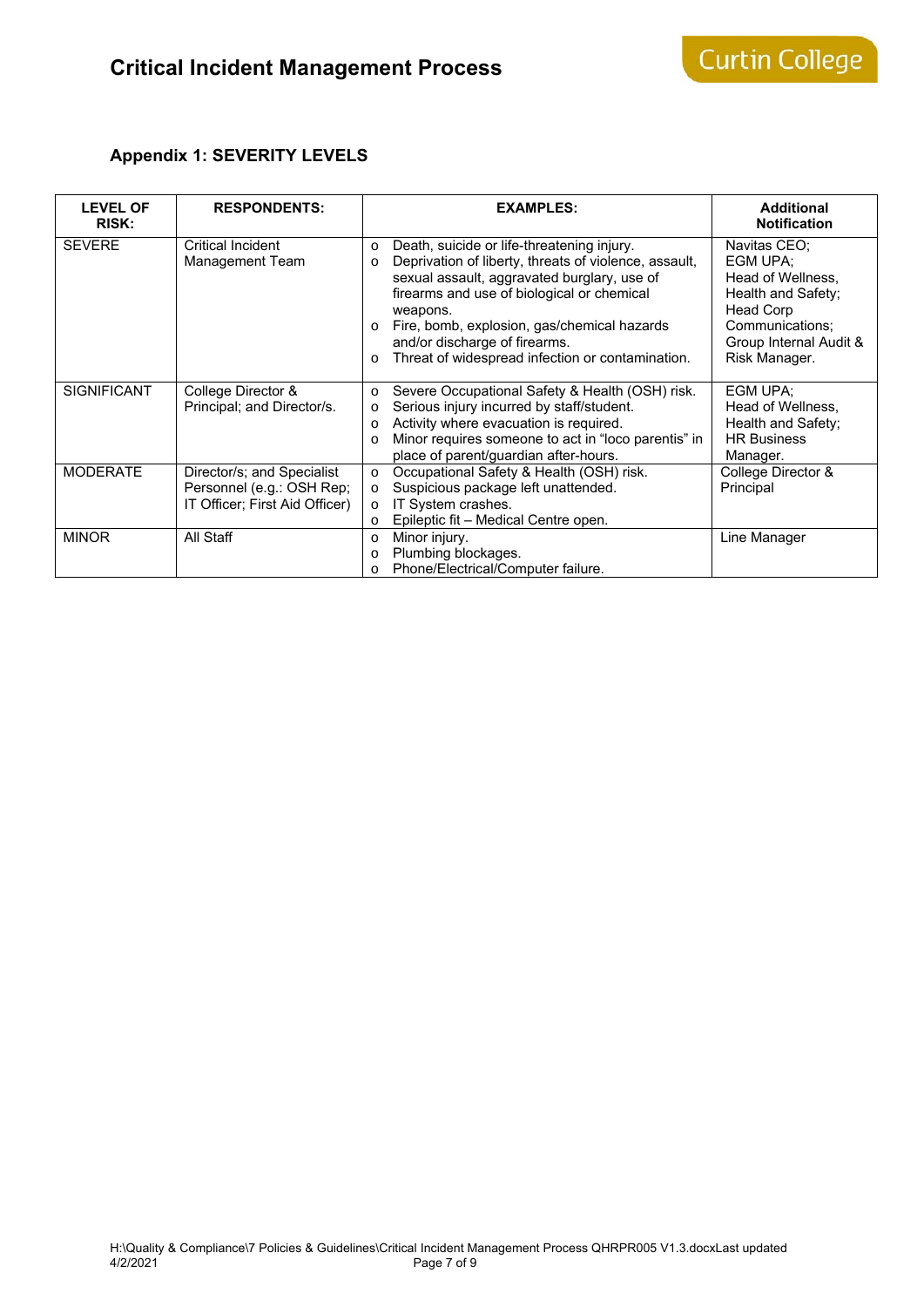## Appendix 1: SEVERITY LEVELS

| LEVEL OF RISK: | RESPONDENTS: | EXAMPLES: | Additional Notification |
|---|---|---|---|
| SEVERE | Critical Incident Management Team | o Death, suicide or life-threatening injury.<br>o Deprivation of liberty, threats of violence, assault, sexual assault, aggravated burglary, use of firearms and use of biological or chemical weapons.<br>o Fire, bomb, explosion, gas/chemical hazards and/or discharge of firearms.<br>o Threat of widespread infection or contamination. | Navitas CEO;<br>EGM UPA;<br>Head of Wellness, Health and Safety;<br>Head Corp Communications;<br>Group Internal Audit & Risk Manager. |
| SIGNIFICANT | College Director & Principal; and Director/s. | o Severe Occupational Safety & Health (OSH) risk.<br>o Serious injury incurred by staff/student.<br>o Activity where evacuation is required.<br>o Minor requires someone to act in "loco parentis" in place of parent/guardian after-hours. | EGM UPA;<br>Head of Wellness, Health and Safety;<br>HR Business Manager. |
| MODERATE | Director/s; and Specialist Personnel (e.g.: OSH Rep; IT Officer; First Aid Officer) | o Occupational Safety & Health (OSH) risk.<br>o Suspicious package left unattended.<br>o IT System crashes.<br>o Epileptic fit – Medical Centre open. | College Director & Principal |
| MINOR | All Staff | o Minor injury.<br>o Plumbing blockages.<br>o Phone/Electrical/Computer failure. | Line Manager |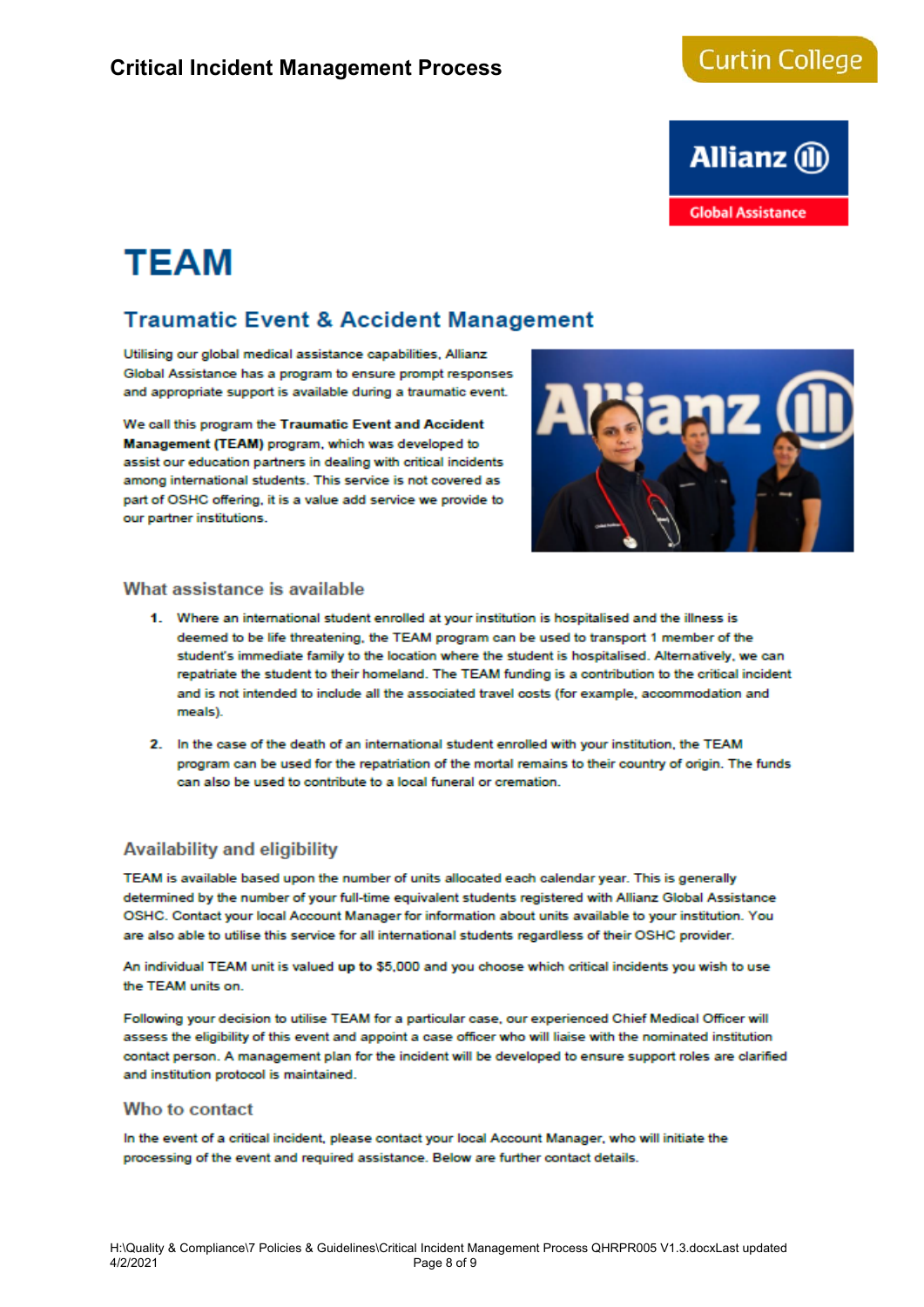# TEAM

## Traumatic Event & Accident Management

Utilising our global medical assistance capabilities, Allianz Global Assistance has a program to ensure prompt responses and appropriate support is available during a traumatic event.

We call this program the **Traumatic Event and Accident Management (TEAM)** program, which was developed to assist our education partners in dealing with critical incidents among international students. This service is not covered as part of OSHC offering, it is a value add service we provide to our partner institutions.

### What assistance is available

1. Where an international student enrolled at your institution is hospitalised and the illness is deemed to be life threatening, the TEAM program can be used to transport 1 member of the student's immediate family to the location where the student is hospitalised. Alternatively, we can repatriate the student to their homeland. The TEAM funding is a contribution to the critical incident and is not intended to include all the associated travel costs (for example, accommodation and meals).
2. In the case of the death of an international student enrolled with your institution, the TEAM program can be used for the repatriation of the mortal remains to their country of origin. The funds can also be used to contribute to a local funeral or cremation.

### Availability and eligibility

TEAM is available based upon the number of units allocated each calendar year. This is generally determined by the number of your full-time equivalent students registered with Allianz Global Assistance OSHC. Contact your local Account Manager for information about units available to your institution. You are also able to utilise this service for all international students regardless of their OSHC provider.

An individual TEAM unit is valued **up to** $5,000 and you choose which critical incidents you wish to use the TEAM units on.

Following your decision to utilise TEAM for a particular case, our experienced Chief Medical Officer will assess the eligibility of this event and appoint a case officer who will liaise with the nominated institution contact person. A management plan for the incident will be developed to ensure support roles are clarified and institution protocol is maintained.

### Who to contact

In the event of a critical incident, please contact your local Account Manager, who will initiate the processing of the event and required assistance. Below are further contact details.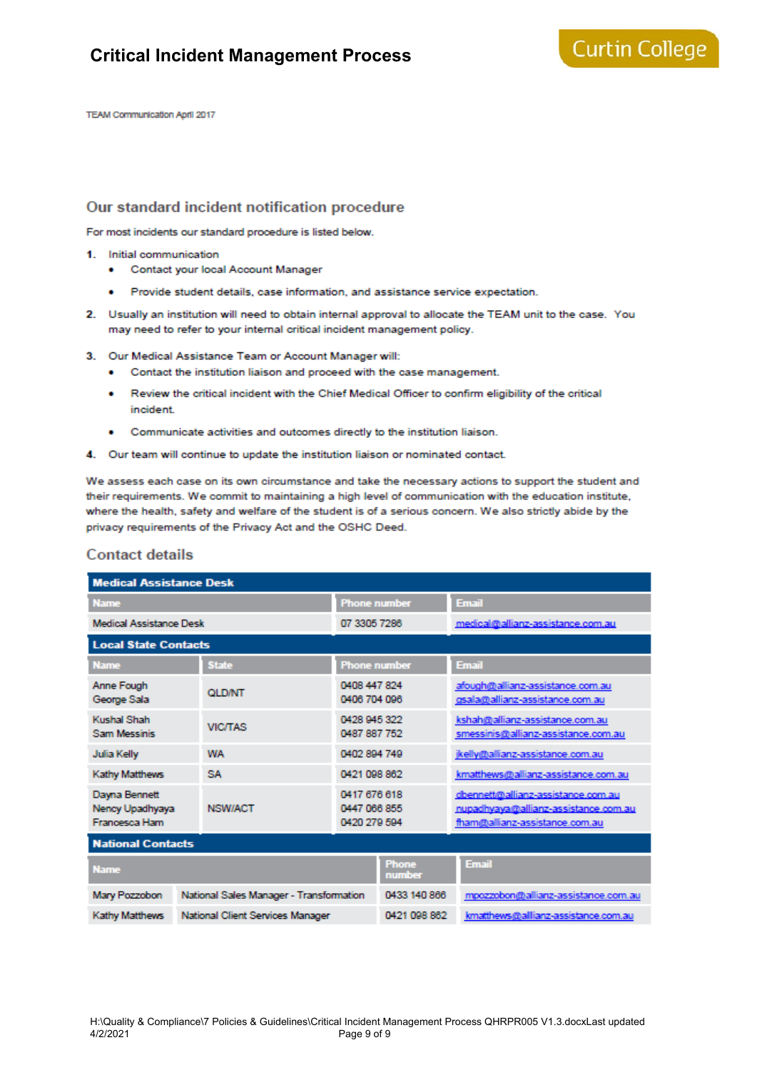TEAM Communication April 2017

## Our standard incident notification procedure

For most incidents our standard procedure is listed below.

1. Initial communication
   - Contact your local Account Manager
   - Provide student details, case information, and assistance service expectation.
2. Usually an institution will need to obtain internal approval to allocate the TEAM unit to the case. You may need to refer to your internal critical incident management policy.
3. Our Medical Assistance Team or Account Manager will:
   - Contact the institution liaison and proceed with the case management.
   - Review the critical incident with the Chief Medical Officer to confirm eligibility of the critical incident.
   - Communicate activities and outcomes directly to the institution liaison.
4. Our team will continue to update the institution liaison or nominated contact.

We assess each case on its own circumstance and take the necessary actions to support the student and their requirements. We commit to maintaining a high level of communication with the education institute, where the health, safety and welfare of the student is of a serious concern. We also strictly abide by the privacy requirements of the Privacy Act and the OSHC Deed.

## Contact details

**Medical Assistance Desk**

| Name | Phone number | Email |
|---|---|---|
| Medical Assistance Desk | 07 3305 7286 | medical@allianz-assistance.com.au |

**Local State Contacts**

| Name | State | Phone number | Email |
|---|---|---|---|
| Anne Fough<br>George Sala | QLD/NT | 0408 447 824<br>0406 704 096 | afough@allianz-assistance.com.au<br>gsala@allianz-assistance.com.au |
| Kushal Shah<br>Sam Messinis | VIC/TAS | 0428 945 322<br>0487 887 752 | kshah@allianz-assistance.com.au<br>smessinis@allianz-assistance.com.au |
| Julia Kelly | WA | 0402 894 749 | jkelly@allianz-assistance.com.au |
| Kathy Matthews | SA | 0421 098 862 | kmatthews@allianz-assistance.com.au |
| Dayna Bennett<br>Nency Upadhyaya<br>Francesca Ham | NSW/ACT | 0417 676 618<br>0447 066 855<br>0420 279 594 | dbennett@allianz-assistance.com.au<br>nupadhyaya@allianz-assistance.com.au<br>fham@allianz-assistance.com.au |

**National Contacts**

| Name | | Phone number | Email |
|---|---|---|---|
| Mary Pozzobon | National Sales Manager - Transformation | 0433 140 866 | mpozzobon@allianz-assistance.com.au |
| Kathy Matthews | National Client Services Manager | 0421 098 862 | kmatthews@allianz-assistance.com.au |